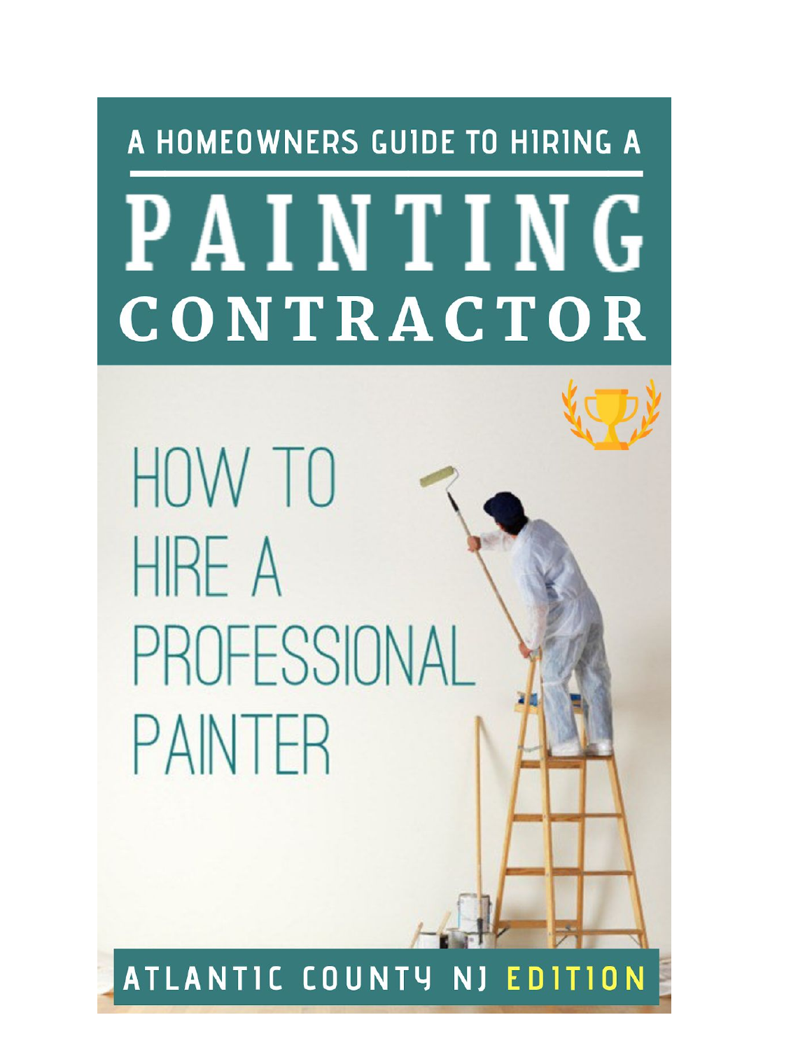A HOMEOWNERS GUIDE TO HIRING A

# PAINTING CONTRACTOR

## HOW TO HIRE A PROFESSIONAL PAINTER

ATLANTIC COUNTY NJ EDITION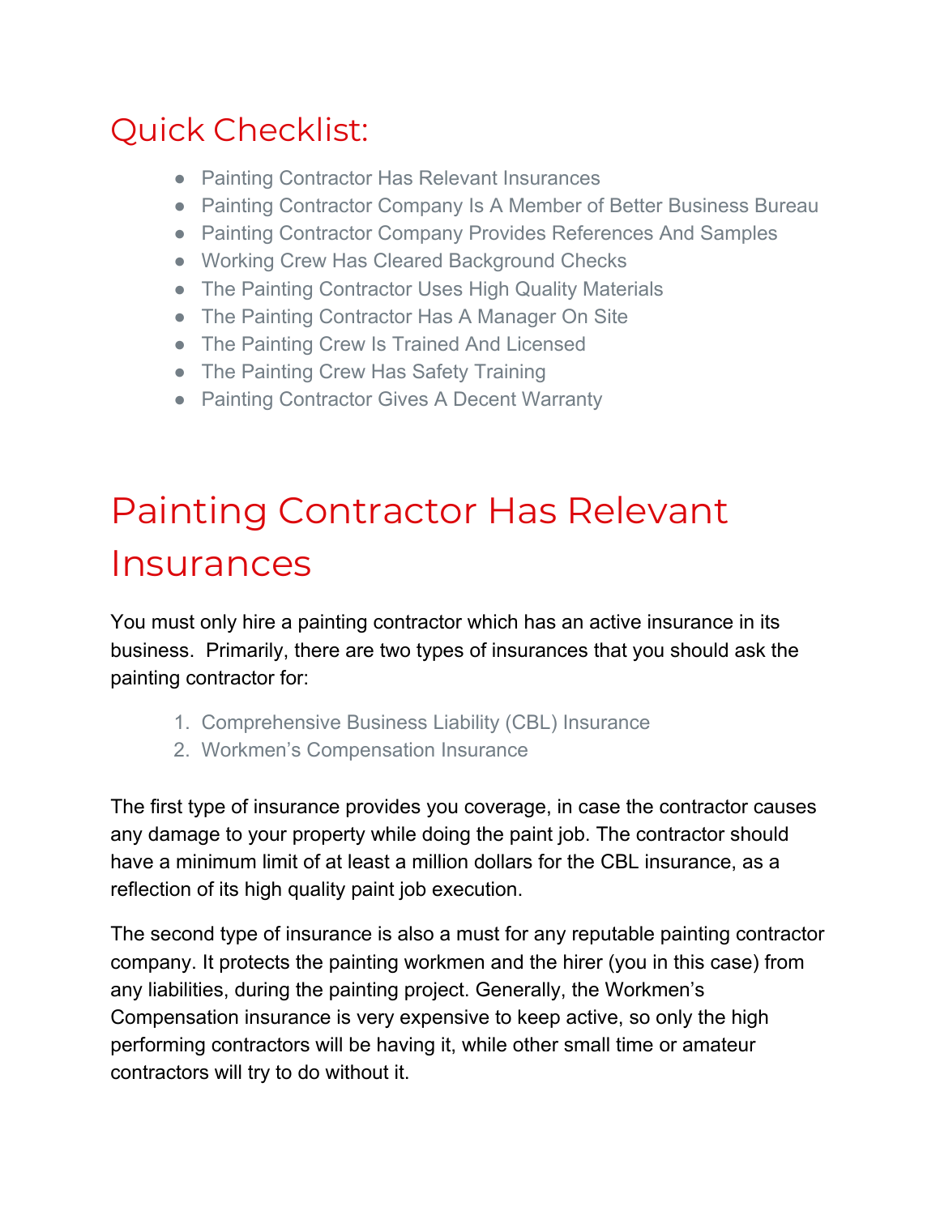## Quick Checklist:

- Painting Contractor Has Relevant Insurances
- Painting Contractor Company Is A Member of Better Business Bureau
- Painting Contractor Company Provides References And Samples
- Working Crew Has Cleared Background Checks
- The Painting Contractor Uses High Quality Materials
- The Painting Contractor Has A Manager On Site
- The Painting Crew Is Trained And Licensed
- The Painting Crew Has Safety Training
- Painting Contractor Gives A Decent Warranty

# Painting Contractor Has Relevant Insurances

You must only hire a painting contractor which has an active insurance in its business. Primarily, there are two types of insurances that you should ask the painting contractor for:

1. Comprehensive Business Liability (CBL) Insurance
2. Workmen's Compensation Insurance

The first type of insurance provides you coverage, in case the contractor causes any damage to your property while doing the paint job. The contractor should have a minimum limit of at least a million dollars for the CBL insurance, as a reflection of its high quality paint job execution.

The second type of insurance is also a must for any reputable painting contractor company. It protects the painting workmen and the hirer (you in this case) from any liabilities, during the painting project. Generally, the Workmen's Compensation insurance is very expensive to keep active, so only the high performing contractors will be having it, while other small time or amateur contractors will try to do without it.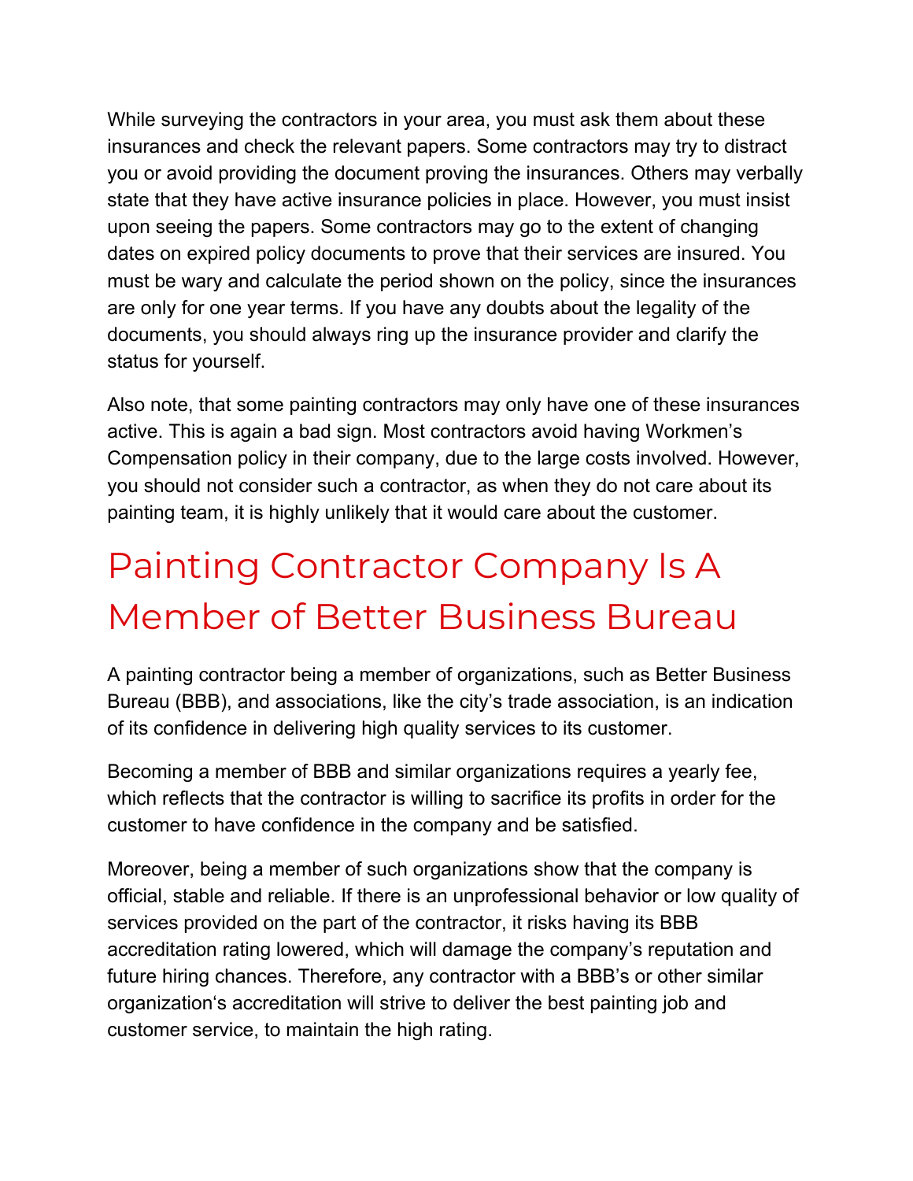While surveying the contractors in your area, you must ask them about these insurances and check the relevant papers. Some contractors may try to distract you or avoid providing the document proving the insurances. Others may verbally state that they have active insurance policies in place. However, you must insist upon seeing the papers. Some contractors may go to the extent of changing dates on expired policy documents to prove that their services are insured. You must be wary and calculate the period shown on the policy, since the insurances are only for one year terms. If you have any doubts about the legality of the documents, you should always ring up the insurance provider and clarify the status for yourself.

Also note, that some painting contractors may only have one of these insurances active. This is again a bad sign. Most contractors avoid having Workmen's Compensation policy in their company, due to the large costs involved. However, you should not consider such a contractor, as when they do not care about its painting team, it is highly unlikely that it would care about the customer.

## Painting Contractor Company Is A Member of Better Business Bureau

A painting contractor being a member of organizations, such as Better Business Bureau (BBB), and associations, like the city's trade association, is an indication of its confidence in delivering high quality services to its customer.

Becoming a member of BBB and similar organizations requires a yearly fee, which reflects that the contractor is willing to sacrifice its profits in order for the customer to have confidence in the company and be satisfied.

Moreover, being a member of such organizations show that the company is official, stable and reliable. If there is an unprofessional behavior or low quality of services provided on the part of the contractor, it risks having its BBB accreditation rating lowered, which will damage the company's reputation and future hiring chances. Therefore, any contractor with a BBB's or other similar organization's accreditation will strive to deliver the best painting job and customer service, to maintain the high rating.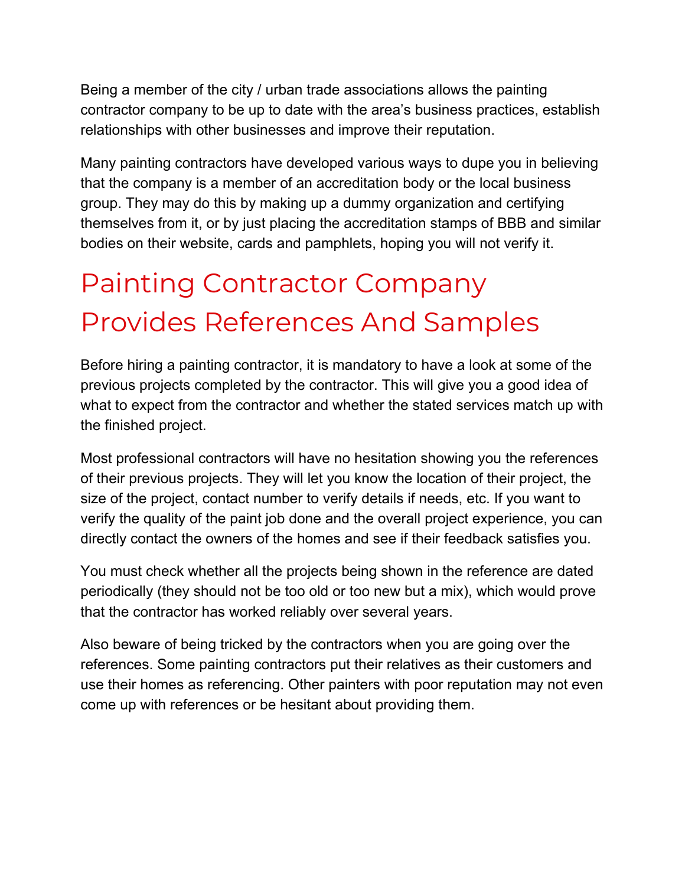Being a member of the city / urban trade associations allows the painting contractor company to be up to date with the area's business practices, establish relationships with other businesses and improve their reputation.

Many painting contractors have developed various ways to dupe you in believing that the company is a member of an accreditation body or the local business group. They may do this by making up a dummy organization and certifying themselves from it, or by just placing the accreditation stamps of BBB and similar bodies on their website, cards and pamphlets, hoping you will not verify it.

## Painting Contractor Company Provides References And Samples

Before hiring a painting contractor, it is mandatory to have a look at some of the previous projects completed by the contractor. This will give you a good idea of what to expect from the contractor and whether the stated services match up with the finished project.

Most professional contractors will have no hesitation showing you the references of their previous projects. They will let you know the location of their project, the size of the project, contact number to verify details if needs, etc. If you want to verify the quality of the paint job done and the overall project experience, you can directly contact the owners of the homes and see if their feedback satisfies you.

You must check whether all the projects being shown in the reference are dated periodically (they should not be too old or too new but a mix), which would prove that the contractor has worked reliably over several years.

Also beware of being tricked by the contractors when you are going over the references. Some painting contractors put their relatives as their customers and use their homes as referencing. Other painters with poor reputation may not even come up with references or be hesitant about providing them.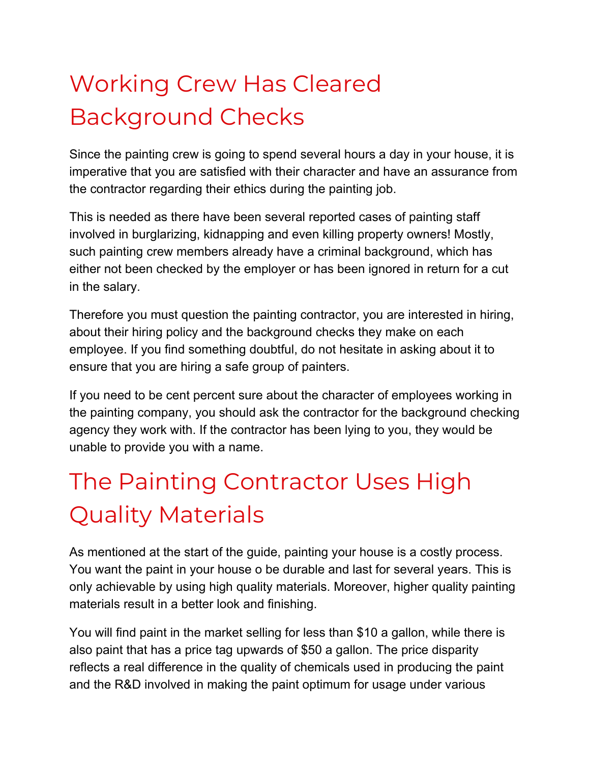## Working Crew Has Cleared Background Checks

Since the painting crew is going to spend several hours a day in your house, it is imperative that you are satisfied with their character and have an assurance from the contractor regarding their ethics during the painting job.

This is needed as there have been several reported cases of painting staff involved in burglarizing, kidnapping and even killing property owners! Mostly, such painting crew members already have a criminal background, which has either not been checked by the employer or has been ignored in return for a cut in the salary.

Therefore you must question the painting contractor, you are interested in hiring, about their hiring policy and the background checks they make on each employee. If you find something doubtful, do not hesitate in asking about it to ensure that you are hiring a safe group of painters.

If you need to be cent percent sure about the character of employees working in the painting company, you should ask the contractor for the background checking agency they work with. If the contractor has been lying to you, they would be unable to provide you with a name.

## The Painting Contractor Uses High Quality Materials

As mentioned at the start of the guide, painting your house is a costly process. You want the paint in your house o be durable and last for several years. This is only achievable by using high quality materials. Moreover, higher quality painting materials result in a better look and finishing.

You will find paint in the market selling for less than $10 a gallon, while there is also paint that has a price tag upwards of $50 a gallon. The price disparity reflects a real difference in the quality of chemicals used in producing the paint and the R&D involved in making the paint optimum for usage under various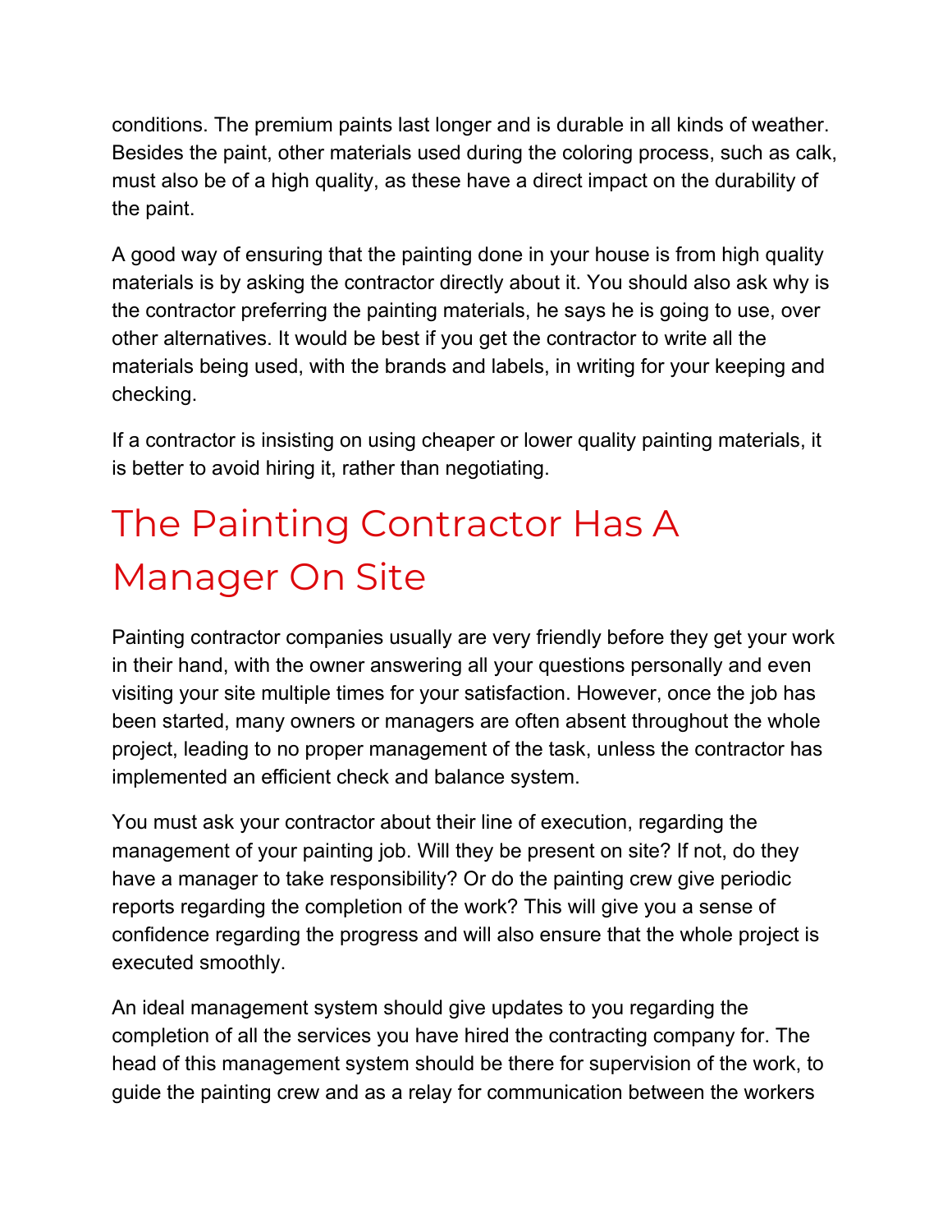conditions. The premium paints last longer and is durable in all kinds of weather. Besides the paint, other materials used during the coloring process, such as calk, must also be of a high quality, as these have a direct impact on the durability of the paint.

A good way of ensuring that the painting done in your house is from high quality materials is by asking the contractor directly about it. You should also ask why is the contractor preferring the painting materials, he says he is going to use, over other alternatives. It would be best if you get the contractor to write all the materials being used, with the brands and labels, in writing for your keeping and checking.

If a contractor is insisting on using cheaper or lower quality painting materials, it is better to avoid hiring it, rather than negotiating.

## The Painting Contractor Has A Manager On Site

Painting contractor companies usually are very friendly before they get your work in their hand, with the owner answering all your questions personally and even visiting your site multiple times for your satisfaction. However, once the job has been started, many owners or managers are often absent throughout the whole project, leading to no proper management of the task, unless the contractor has implemented an efficient check and balance system.

You must ask your contractor about their line of execution, regarding the management of your painting job. Will they be present on site? If not, do they have a manager to take responsibility? Or do the painting crew give periodic reports regarding the completion of the work? This will give you a sense of confidence regarding the progress and will also ensure that the whole project is executed smoothly.

An ideal management system should give updates to you regarding the completion of all the services you have hired the contracting company for. The head of this management system should be there for supervision of the work, to guide the painting crew and as a relay for communication between the workers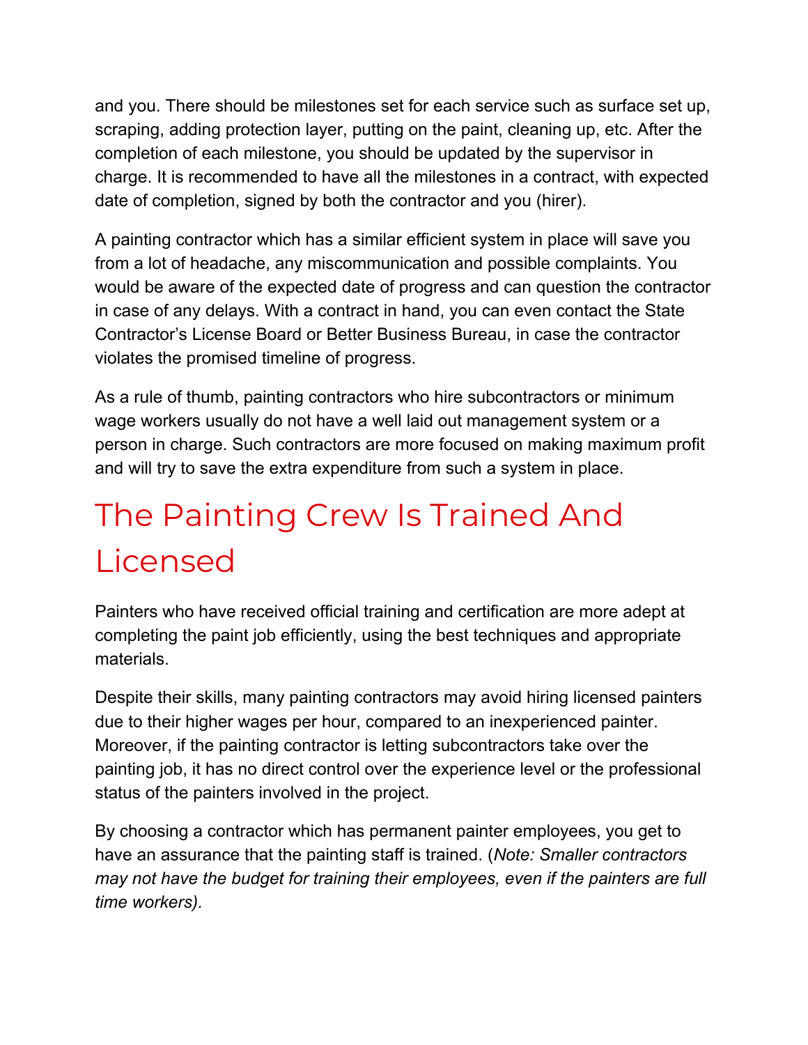and you. There should be milestones set for each service such as surface set up, scraping, adding protection layer, putting on the paint, cleaning up, etc. After the completion of each milestone, you should be updated by the supervisor in charge. It is recommended to have all the milestones in a contract, with expected date of completion, signed by both the contractor and you (hirer).

A painting contractor which has a similar efficient system in place will save you from a lot of headache, any miscommunication and possible complaints. You would be aware of the expected date of progress and can question the contractor in case of any delays. With a contract in hand, you can even contact the State Contractor's License Board or Better Business Bureau, in case the contractor violates the promised timeline of progress.

As a rule of thumb, painting contractors who hire subcontractors or minimum wage workers usually do not have a well laid out management system or a person in charge. Such contractors are more focused on making maximum profit and will try to save the extra expenditure from such a system in place.

## The Painting Crew Is Trained And Licensed

Painters who have received official training and certification are more adept at completing the paint job efficiently, using the best techniques and appropriate materials.

Despite their skills, many painting contractors may avoid hiring licensed painters due to their higher wages per hour, compared to an inexperienced painter. Moreover, if the painting contractor is letting subcontractors take over the painting job, it has no direct control over the experience level or the professional status of the painters involved in the project.

By choosing a contractor which has permanent painter employees, you get to have an assurance that the painting staff is trained. (*Note: Smaller contractors may not have the budget for training their employees, even if the painters are full time workers).*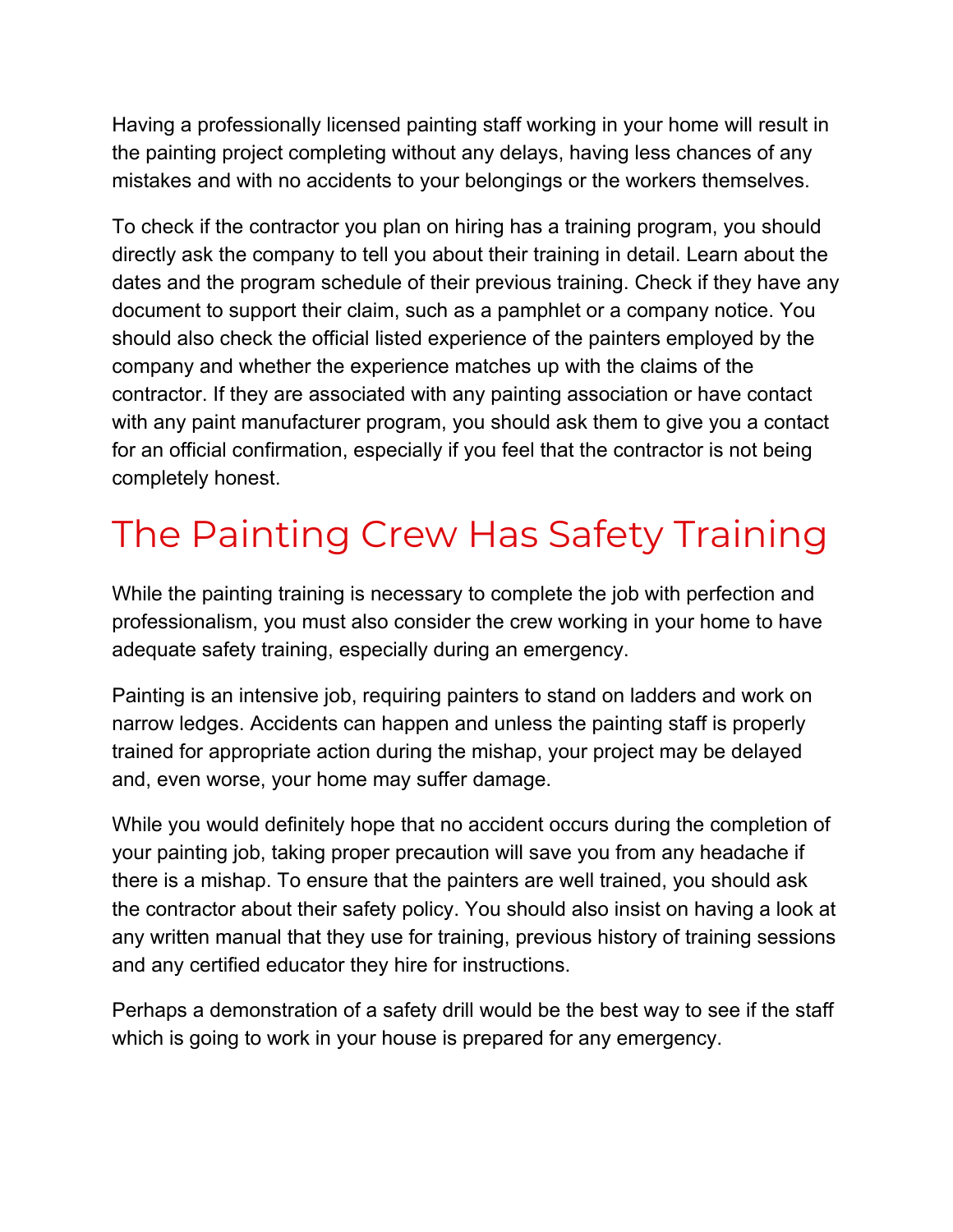Having a professionally licensed painting staff working in your home will result in the painting project completing without any delays, having less chances of any mistakes and with no accidents to your belongings or the workers themselves.

To check if the contractor you plan on hiring has a training program, you should directly ask the company to tell you about their training in detail. Learn about the dates and the program schedule of their previous training. Check if they have any document to support their claim, such as a pamphlet or a company notice. You should also check the official listed experience of the painters employed by the company and whether the experience matches up with the claims of the contractor. If they are associated with any painting association or have contact with any paint manufacturer program, you should ask them to give you a contact for an official confirmation, especially if you feel that the contractor is not being completely honest.

## The Painting Crew Has Safety Training

While the painting training is necessary to complete the job with perfection and professionalism, you must also consider the crew working in your home to have adequate safety training, especially during an emergency.

Painting is an intensive job, requiring painters to stand on ladders and work on narrow ledges. Accidents can happen and unless the painting staff is properly trained for appropriate action during the mishap, your project may be delayed and, even worse, your home may suffer damage.

While you would definitely hope that no accident occurs during the completion of your painting job, taking proper precaution will save you from any headache if there is a mishap. To ensure that the painters are well trained, you should ask the contractor about their safety policy. You should also insist on having a look at any written manual that they use for training, previous history of training sessions and any certified educator they hire for instructions.

Perhaps a demonstration of a safety drill would be the best way to see if the staff which is going to work in your house is prepared for any emergency.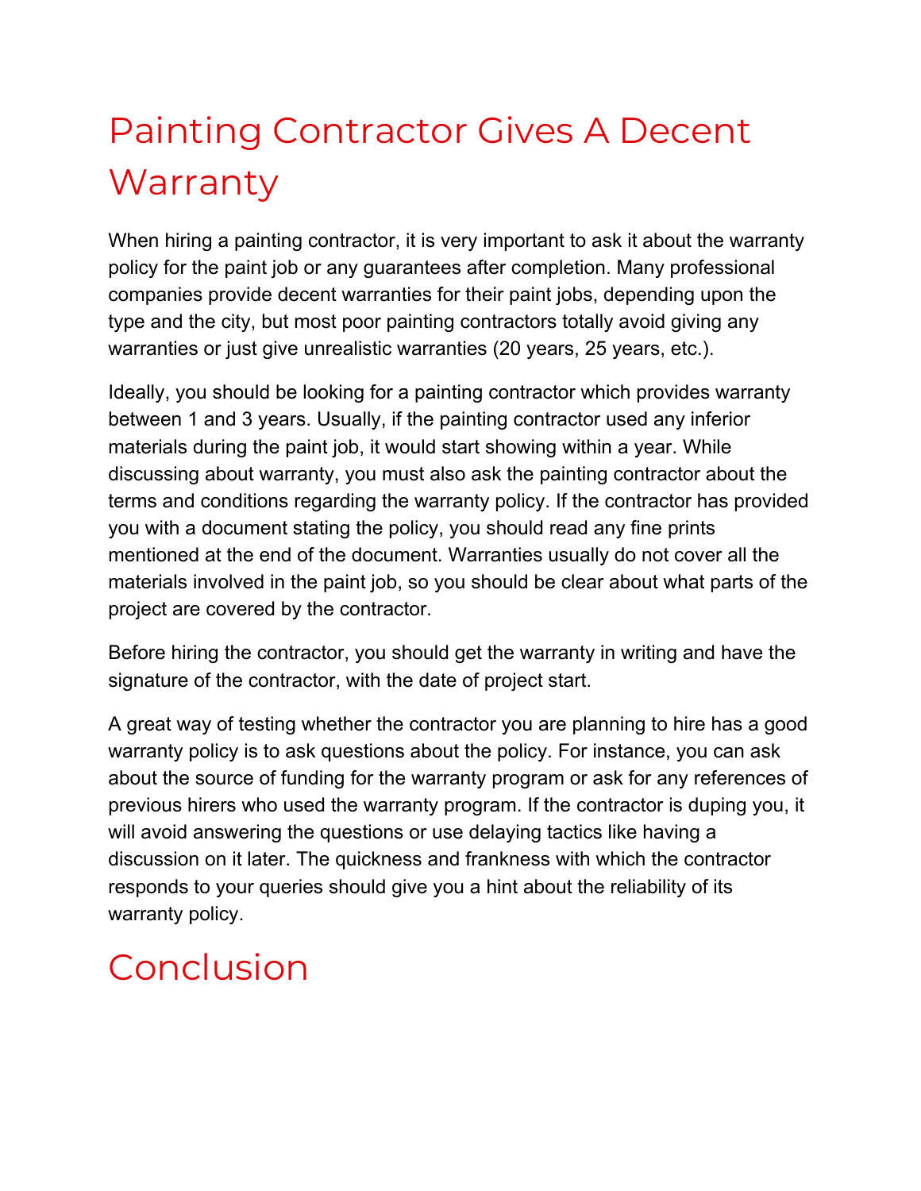# Painting Contractor Gives A Decent Warranty

When hiring a painting contractor, it is very important to ask it about the warranty policy for the paint job or any guarantees after completion. Many professional companies provide decent warranties for their paint jobs, depending upon the type and the city, but most poor painting contractors totally avoid giving any warranties or just give unrealistic warranties (20 years, 25 years, etc.).

Ideally, you should be looking for a painting contractor which provides warranty between 1 and 3 years. Usually, if the painting contractor used any inferior materials during the paint job, it would start showing within a year. While discussing about warranty, you must also ask the painting contractor about the terms and conditions regarding the warranty policy. If the contractor has provided you with a document stating the policy, you should read any fine prints mentioned at the end of the document. Warranties usually do not cover all the materials involved in the paint job, so you should be clear about what parts of the project are covered by the contractor.

Before hiring the contractor, you should get the warranty in writing and have the signature of the contractor, with the date of project start.

A great way of testing whether the contractor you are planning to hire has a good warranty policy is to ask questions about the policy. For instance, you can ask about the source of funding for the warranty program or ask for any references of previous hirers who used the warranty program. If the contractor is duping you, it will avoid answering the questions or use delaying tactics like having a discussion on it later. The quickness and frankness with which the contractor responds to your queries should give you a hint about the reliability of its warranty policy.

# Conclusion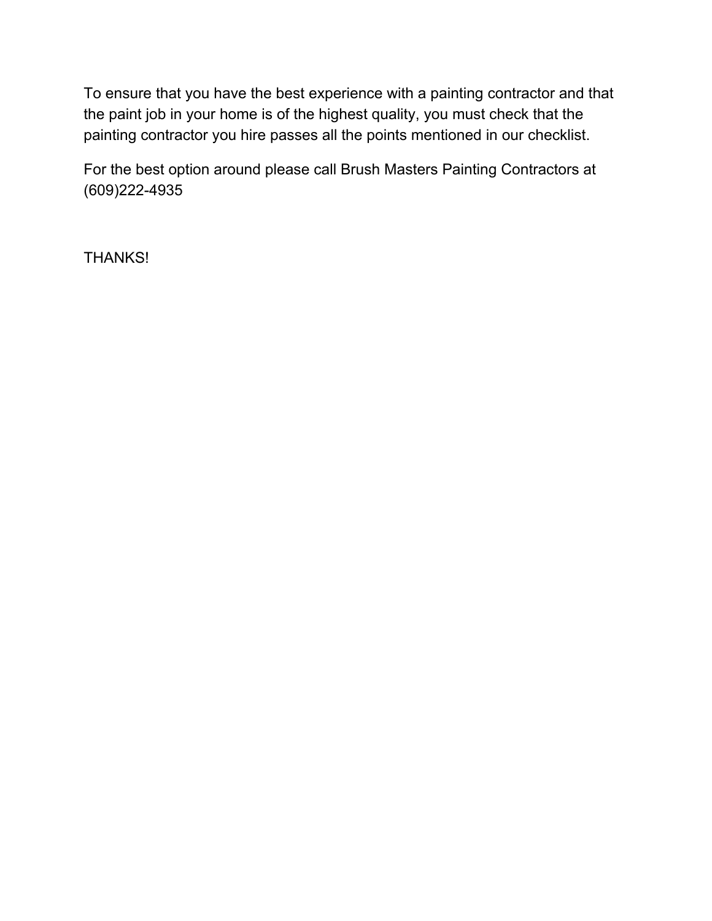To ensure that you have the best experience with a painting contractor and that the paint job in your home is of the highest quality, you must check that the painting contractor you hire passes all the points mentioned in our checklist.

For the best option around please call Brush Masters Painting Contractors at (609)222-4935

THANKS!